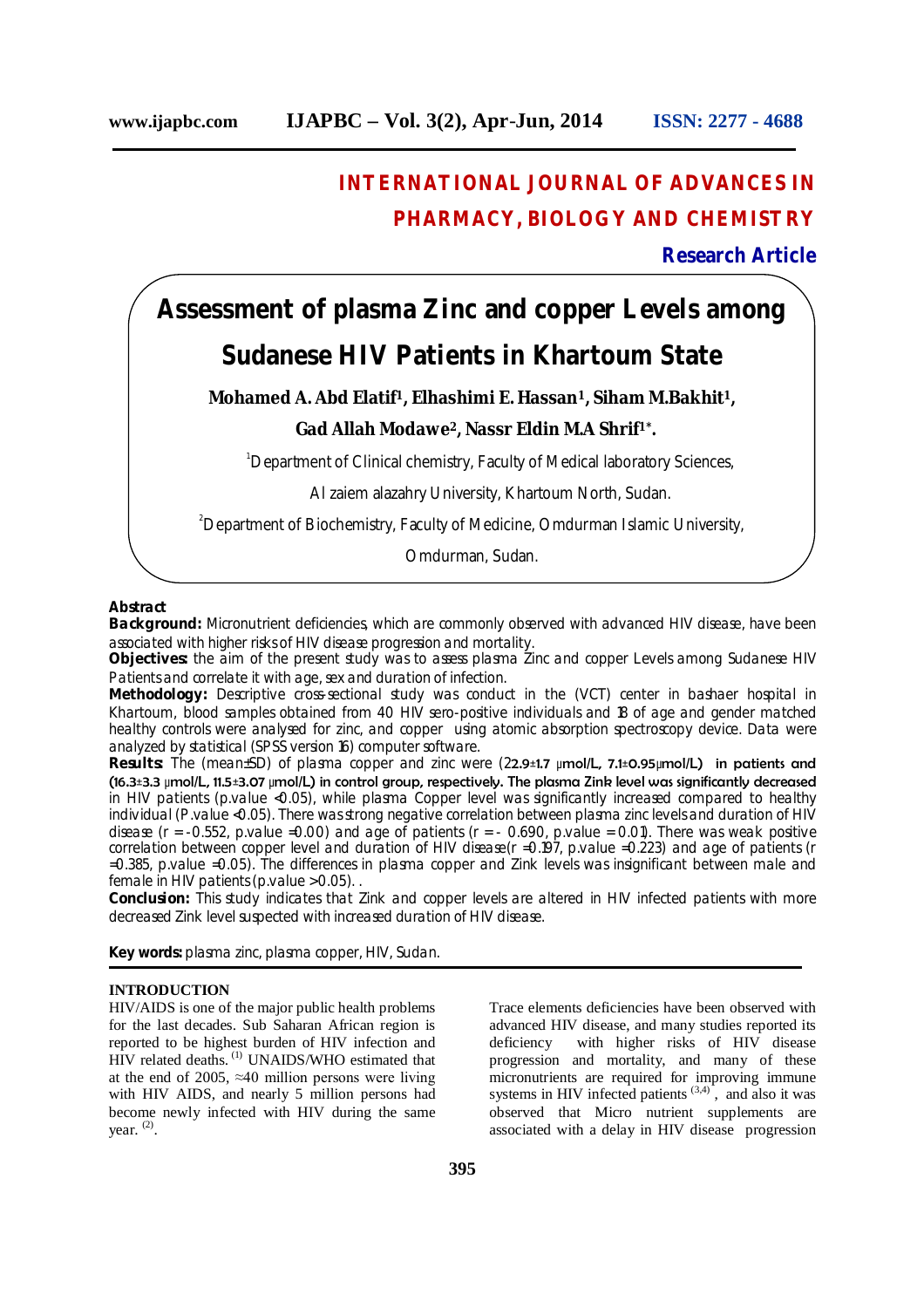# INTERNATIONAL JOURNAL OF ADVANCES IN PHARMACY, BIOLOGY AND CHEMISTRY

**Research Article**

# Assessment of plasma Zinc and copper Levels among Sudanese HIV Patients in Khartoum State

**Mohamed A. Abd Elatif[1], Elhashimi E. Hassan[1], Siham M.Bakhit[1], Gad Allah Modawe[2], Nassr Eldin M.A Shrif[1]*.**

[1]Department of Clinical chemistry, Faculty of Medical laboratory Sciences, Al zaiem alazahry University, Khartoum North, Sudan.

[2]Department of Biochemistry, Faculty of Medicine, Omdurman Islamic University, Omdurman, Sudan.

## Abstract

**Background:** Micronutrient deficiencies, which are commonly observed with advanced HIV disease, have been associated with higher risks of HIV disease progression and mortality.

**Objectives:** the aim of the present study was to assess plasma Zinc and copper Levels among Sudanese HIV Patients and correlate it with age, sex and duration of infection.

**Methodology:** Descriptive cross-sectional study was conduct in the (VCT) center in bashaer hospital in Khartoum, blood samples obtained from 40 HIV sero-positive individuals and 18 of age and gender matched healthy controls were analysed for zinc, and copper using atomic absorption spectroscopy device. Data were analyzed by statistical (SPSS version 16) computer software.

**Results:** The (mean±SD) of plasma copper and zinc were (22.9±1.7 μmol/L, 7.1±0.95μmol/L) in patients and (16.3±3.3 μmol/L, 11.5±3.07 μmol/L) in control group, respectively. The plasma Zink level was significantly decreased in HIV patients (p.value <0.05), while plasma Copper level was significantly increased compared to healthy individual (P.value <0.05). There was strong negative correlation between plasma zinc levels and duration of HIV disease (r = -0.552, p.value =0.00) and age of patients (r = - 0.690, p.value = 0.01). There was weak positive correlation between copper level and duration of HIV disease(r =0.197, p.value =0.223) and age of patients (r =0.385, p.value =0.05). The differences in plasma copper and Zink levels was insignificant between male and female in HIV patients (p.value >0.05). .

**Conclusion:** This study indicates that Zink and copper levels are altered in HIV infected patients with more decreased Zink level suspected with increased duration of HIV disease.

**Key words:** plasma zinc, plasma copper, HIV, Sudan.

## INTRODUCTION

HIV/AIDS is one of the major public health problems for the last decades. Sub Saharan African region is reported to be highest burden of HIV infection and HIV related deaths. [1] UNAIDS/WHO estimated that at the end of 2005, ≈40 million persons were living with HIV AIDS, and nearly 5 million persons had become newly infected with HIV during the same year. [2].

Trace elements deficiencies have been observed with advanced HIV disease, and many studies reported its deficiency with higher risks of HIV disease progression and mortality, and many of these micronutrients are required for improving immune systems in HIV infected patients [3,4], and also it was observed that Micro nutrient supplements are associated with a delay in HIV disease progression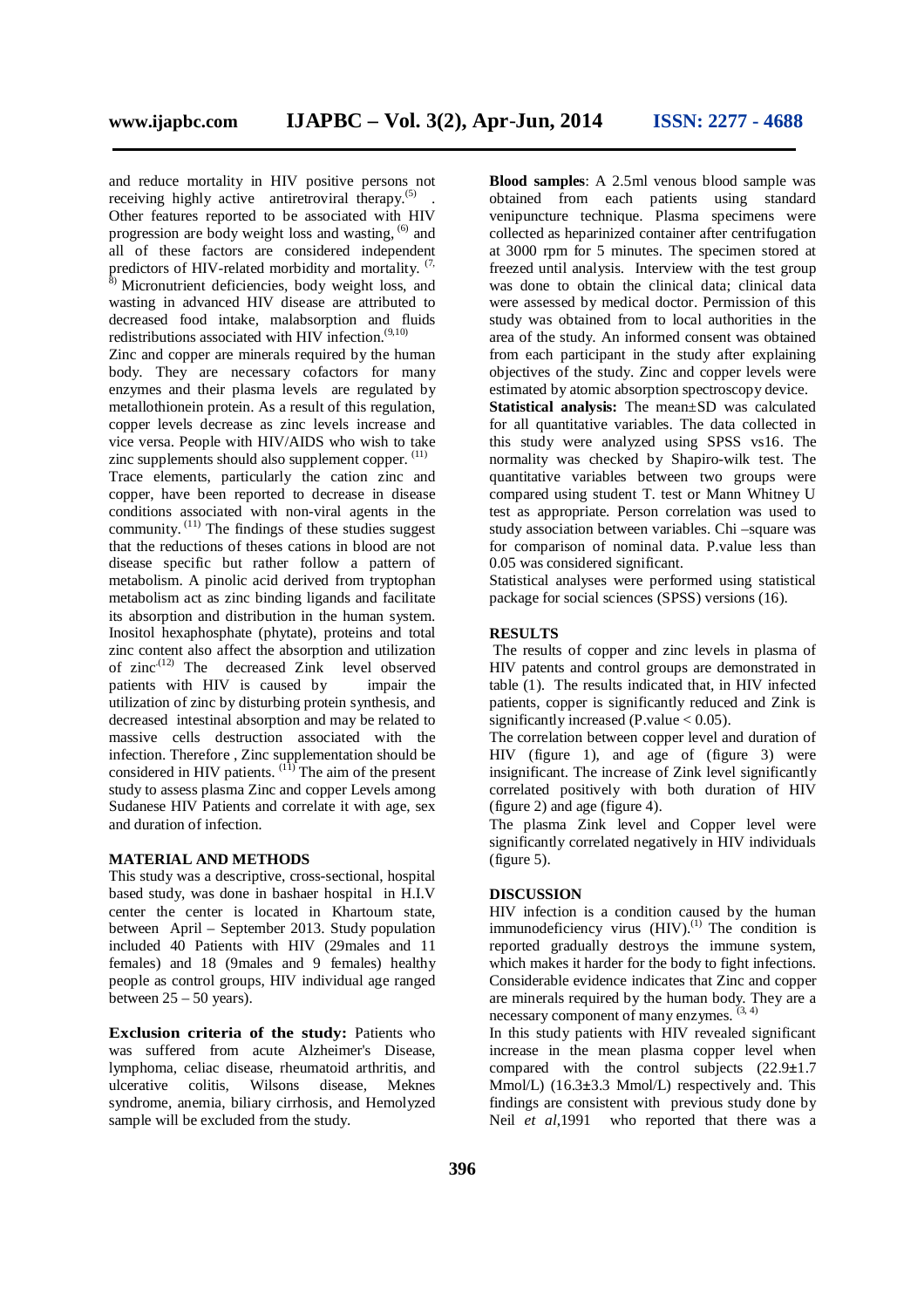and reduce mortality in HIV positive persons not receiving highly active antiretroviral therapy.[5] . Other features reported to be associated with HIV progression are body weight loss and wasting, [6] and all of these factors are considered independent predictors of HIV-related morbidity and mortality. [7, 8] Micronutrient deficiencies, body weight loss, and wasting in advanced HIV disease are attributed to decreased food intake, malabsorption and fluids redistributions associated with HIV infection.[9,10]

Zinc and copper are minerals required by the human body. They are necessary cofactors for many enzymes and their plasma levels are regulated by metallothionein protein. As a result of this regulation, copper levels decrease as zinc levels increase and vice versa. People with HIV/AIDS who wish to take zinc supplements should also supplement copper. [11]

Trace elements, particularly the cation zinc and copper, have been reported to decrease in disease conditions associated with non-viral agents in the community. [11] The findings of these studies suggest that the reductions of theses cations in blood are not disease specific but rather follow a pattern of metabolism. A pinolic acid derived from tryptophan metabolism act as zinc binding ligands and facilitate its absorption and distribution in the human system. Inositol hexaphosphate (phytate), proteins and total zinc content also affect the absorption and utilization of zinc[12] The decreased Zink level observed patients with HIV is caused by impair the utilization of zinc by disturbing protein synthesis, and decreased intestinal absorption and may be related to massive cells destruction associated with the infection. Therefore , Zinc supplementation should be considered in HIV patients. [11] The aim of the present study to assess plasma Zinc and copper Levels among Sudanese HIV Patients and correlate it with age, sex and duration of infection.

## MATERIAL AND METHODS

This study was a descriptive, cross-sectional, hospital based study, was done in bashaer hospital in H.I.V center the center is located in Khartoum state, between April – September 2013. Study population included 40 Patients with HIV (29males and 11 females) and 18 (9males and 9 females) healthy people as control groups, HIV individual age ranged between 25 – 50 years).

**Exclusion criteria of the study:** Patients who was suffered from acute Alzheimer's Disease, lymphoma, celiac disease, rheumatoid arthritis, and ulcerative colitis, Wilsons disease, Meknes syndrome, anemia, biliary cirrhosis, and Hemolyzed sample will be excluded from the study.

**Blood samples**: A 2.5ml venous blood sample was obtained from each patients using standard venipuncture technique. Plasma specimens were collected as heparinized container after centrifugation at 3000 rpm for 5 minutes. The specimen stored at freezed until analysis. Interview with the test group was done to obtain the clinical data; clinical data were assessed by medical doctor. Permission of this study was obtained from to local authorities in the area of the study. An informed consent was obtained from each participant in the study after explaining objectives of the study. Zinc and copper levels were estimated by atomic absorption spectroscopy device.

**Statistical analysis:** The mean±SD was calculated for all quantitative variables. The data collected in this study were analyzed using SPSS vs16. The normality was checked by Shapiro-wilk test. The quantitative variables between two groups were compared using student T. test or Mann Whitney U test as appropriate. Person correlation was used to study association between variables. Chi –square was for comparison of nominal data. P.value less than 0.05 was considered significant.

Statistical analyses were performed using statistical package for social sciences (SPSS) versions (16).

## RESULTS

The results of copper and zinc levels in plasma of HIV patents and control groups are demonstrated in table (1). The results indicated that, in HIV infected patients, copper is significantly reduced and Zink is significantly increased (P.value $< 0.05$).

The correlation between copper level and duration of HIV (figure 1), and age of (figure 3) were insignificant. The increase of Zink level significantly correlated positively with both duration of HIV (figure 2) and age (figure 4).

The plasma Zink level and Copper level were significantly correlated negatively in HIV individuals (figure 5).

## DISCUSSION

HIV infection is a condition caused by the human immunodeficiency virus (HIV).[1] The condition is reported gradually destroys the immune system, which makes it harder for the body to fight infections. Considerable evidence indicates that Zinc and copper are minerals required by the human body. They are a necessary component of many enzymes. [3, 4]

In this study patients with HIV revealed significant increase in the mean plasma copper level when compared with the control subjects (22.9±1.7 Mmol/L) (16.3±3.3 Mmol/L) respectively and. This findings are consistent with previous study done by Neil *et al*,1991 who reported that there was a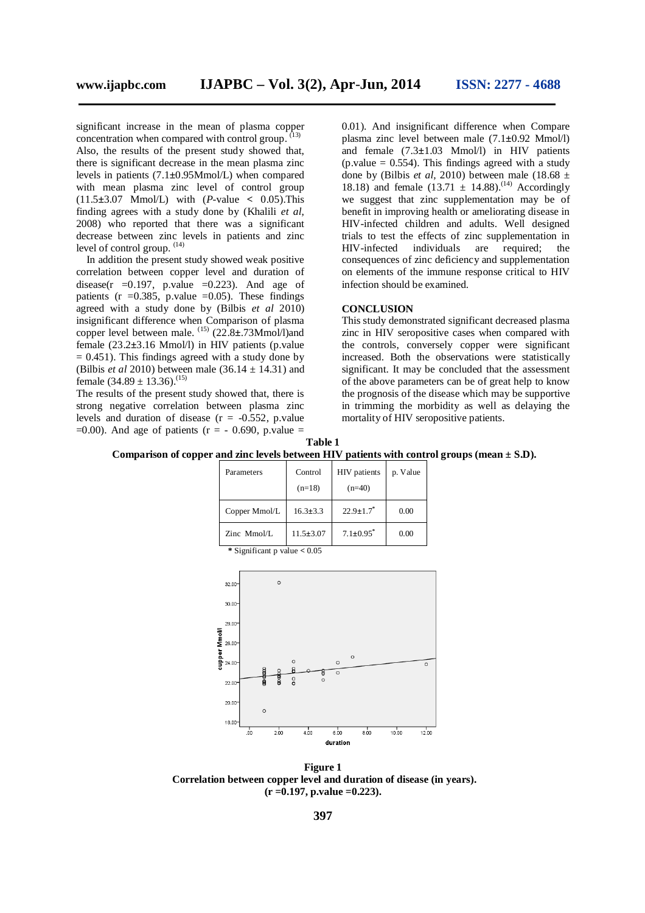significant increase in the mean of plasma copper concentration when compared with control group. [13]

Also, the results of the present study showed that, there is significant decrease in the mean plasma zinc levels in patients (7.1±0.95Mmol/L) when compared with mean plasma zinc level of control group (11.5±3.07 Mmol/L) with ($P$-value $< 0.05$).This finding agrees with a study done by (Khalili *et al*, 2008) who reported that there was a significant decrease between zinc levels in patients and zinc level of control group. [14]

In addition the present study showed weak positive correlation between copper level and duration of disease(r =0.197, p.value =0.223). And age of patients (r =0.385, p.value =0.05). These findings agreed with a study done by (Bilbis *et al* 2010) insignificant difference when Comparison of plasma copper level between male. [15] (22.8±.73Mmol/l)and female (23.2±3.16 Mmol/l) in HIV patients (p.value = 0.451). This findings agreed with a study done by (Bilbis *et al* 2010) between male (36.14 ± 14.31) and female (34.89 ± 13.36).[15]

The results of the present study showed that, there is strong negative correlation between plasma zinc levels and duration of disease (r = -0.552, p.value =0.00). And age of patients (r = - 0.690, p.value = 0.01). And insignificant difference when Compare plasma zinc level between male (7.1±0.92 Mmol/l) and female (7.3±1.03 Mmol/l) in HIV patients (p.value = 0.554). This findings agreed with a study done by (Bilbis *et al*, 2010) between male (18.68 ± 18.18) and female (13.71 ± 14.88).[14] Accordingly we suggest that zinc supplementation may be of benefit in improving health or ameliorating disease in HIV-infected children and adults. Well designed trials to test the effects of zinc supplementation in HIV-infected individuals are required; the consequences of zinc deficiency and supplementation on elements of the immune response critical to HIV infection should be examined.

## CONCLUSION

This study demonstrated significant decreased plasma zinc in HIV seropositive cases when compared with the controls, conversely copper were significant increased. Both the observations were statistically significant. It may be concluded that the assessment of the above parameters can be of great help to know the prognosis of the disease which may be supportive in trimming the morbidity as well as delaying the mortality of HIV seropositive patients.

**Table 1**
**Comparison of copper and zinc levels between HIV patients with control groups (mean ± S.D).**

| Parameters | Control (n=18) | HIV patients (n=40) | p. Value |
|---|---|---|---|
| Copper Mmol/L | 16.3±3.3 | 22.9±1.7* | 0.00 |
| Zinc Mmol/L | 11.5±3.07 | 7.1±0.95* | 0.00 |

**\*** Significant p value < 0.05

**Figure 1**
**Correlation between copper level and duration of disease (in years).**
**(r =0.197, p.value =0.223).**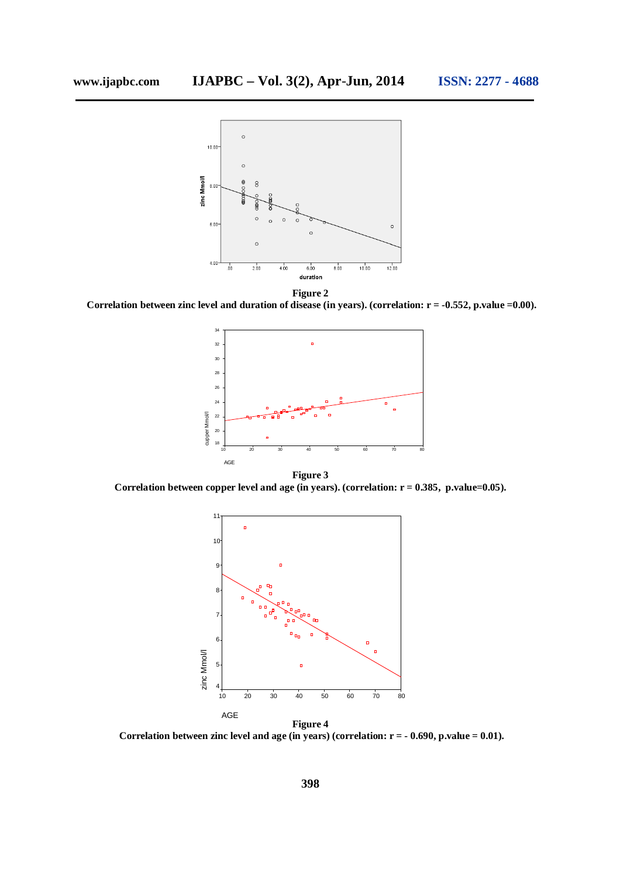**Figure 2**

**Correlation between zinc level and duration of disease (in years). (correlation: r = -0.552, p.value =0.00).**

**Figure 3**

**Correlation between copper level and age (in years). (correlation: r = 0.385, p.value=0.05).**

**Figure 4**

**Correlation between zinc level and age (in years) (correlation: r = - 0.690, p.value = 0.01).**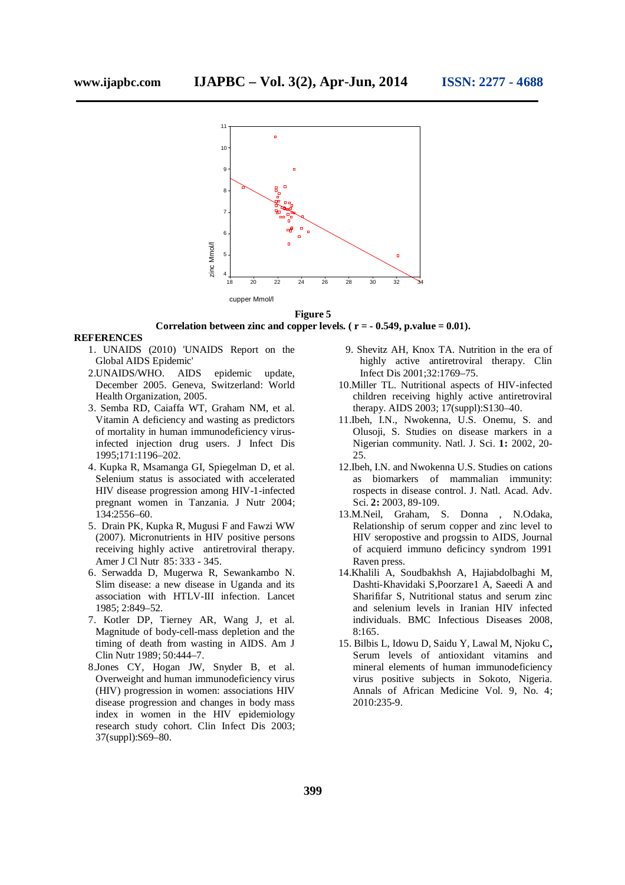11
10
9
8
7
6
5
4
zinc Mmol/l
18 20 22 24 26 28 30 32 34
cupper Mmol/l

**Figure 5**
**Correlation between zinc and copper levels. ( r = - 0.549, p.value = 0.01).**

## REFERENCES

1. UNAIDS (2010) 'UNAIDS Report on the Global AIDS Epidemic'
2. UNAIDS/WHO. AIDS epidemic update, December 2005. Geneva, Switzerland: World Health Organization, 2005.
3. Semba RD, Caiaffa WT, Graham NM, et al. Vitamin A deficiency and wasting as predictors of mortality in human immunodeficiency virus-infected injection drug users. J Infect Dis 1995;171:1196–202.
4. Kupka R, Msamanga GI, Spiegelman D, et al. Selenium status is associated with accelerated HIV disease progression among HIV-1-infected pregnant women in Tanzania. J Nutr 2004; 134:2556–60.
5. Drain PK, Kupka R, Mugusi F and Fawzi WW (2007). Micronutrients in HIV positive persons receiving highly active antiretroviral therapy. Amer J Cl Nutr 85: 333 - 345.
6. Serwadda D, Mugerwa R, Sewankambo N. Slim disease: a new disease in Uganda and its association with HTLV-III infection. Lancet 1985; 2:849–52.
7. Kotler DP, Tierney AR, Wang J, et al. Magnitude of body-cell-mass depletion and the timing of death from wasting in AIDS. Am J Clin Nutr 1989; 50:444–7.
8. Jones CY, Hogan JW, Snyder B, et al. Overweight and human immunodeficiency virus (HIV) progression in women: associations HIV disease progression and changes in body mass index in women in the HIV epidemiology research study cohort. Clin Infect Dis 2003; 37(suppl):S69–80.
9. Shevitz AH, Knox TA. Nutrition in the era of highly active antiretroviral therapy. Clin Infect Dis 2001;32:1769–75.
10. Miller TL. Nutritional aspects of HIV-infected children receiving highly active antiretroviral therapy. AIDS 2003; 17(suppl):S130–40.
11. Ibeh, I.N., Nwokenna, U.S. Onemu, S. and Olusoji, S. Studies on disease markers in a Nigerian community. Natl. J. Sci. **1:** 2002, 20-25.
12. Ibeh, I.N. and Nwokenna U.S. Studies on cations as biomarkers of mammalian immunity: rospects in disease control. J. Natl. Acad. Adv. Sci. **2:** 2003, 89-109.
13. M.Neil, Graham, S. Donna , N.Odaka, Relationship of serum copper and zinc level to HIV seropostive and progssin to AIDS, Journal of acquierd immuno deficincy syndrom 1991 Raven press.
14. Khalili A, Soudbakhsh A, Hajiabdolbaghi M, Dashti-Khavidaki S,Poorzare1 A, Saeedi A and Sharififar S, Nutritional status and serum zinc and selenium levels in Iranian HIV infected individuals. BMC Infectious Diseases 2008, 8:165.
15. Bilbis L, Idowu D, Saidu Y, Lawal M, Njoku C**,** Serum levels of antioxidant vitamins and mineral elements of human immunodeficiency virus positive subjects in Sokoto, Nigeria. Annals of African Medicine Vol. 9, No. 4; 2010:235-9.